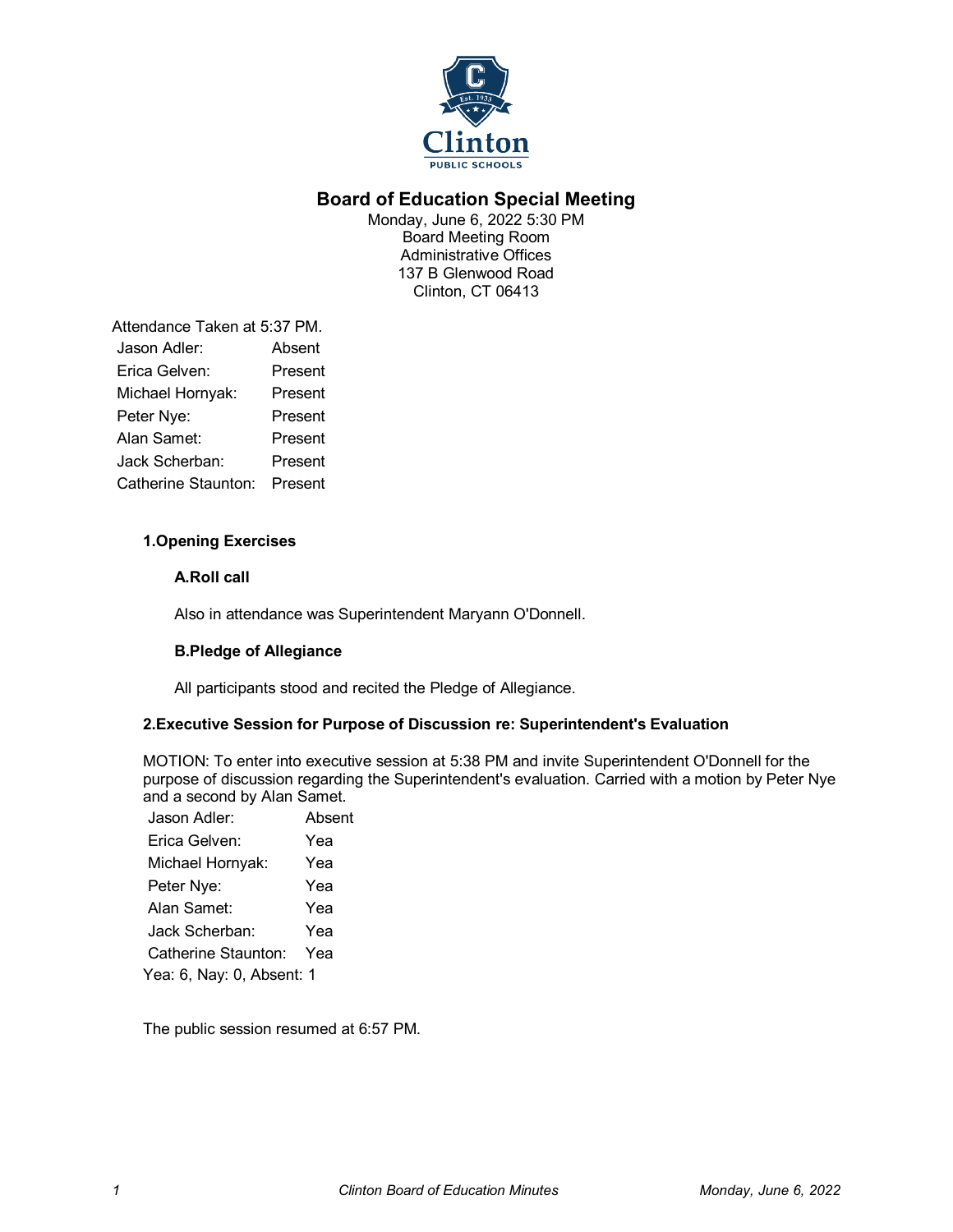# Board of Education Special Meeting

Monday, June 6, 2022 5:30 PM
Board Meeting Room
Administrative Offices
137 B Glenwood Road
Clinton, CT 06413

Attendance Taken at 5:37 PM.

| | |
|---|---|
| Jason Adler: | Absent |
| Erica Gelven: | Present |
| Michael Hornyak: | Present |
| Peter Nye: | Present |
| Alan Samet: | Present |
| Jack Scherban: | Present |
| Catherine Staunton: | Present |

## 1.Opening Exercises

### A.Roll call

Also in attendance was Superintendent Maryann O'Donnell.

### B.Pledge of Allegiance

All participants stood and recited the Pledge of Allegiance.

## 2.Executive Session for Purpose of Discussion re: Superintendent's Evaluation

MOTION: To enter into executive session at 5:38 PM and invite Superintendent O'Donnell for the purpose of discussion regarding the Superintendent's evaluation. Carried with a motion by Peter Nye and a second by Alan Samet.

| | |
|---|---|
| Jason Adler: | Absent |
| Erica Gelven: | Yea |
| Michael Hornyak: | Yea |
| Peter Nye: | Yea |
| Alan Samet: | Yea |
| Jack Scherban: | Yea |
| Catherine Staunton: | Yea |

Yea: 6, Nay: 0, Absent: 1

The public session resumed at 6:57 PM.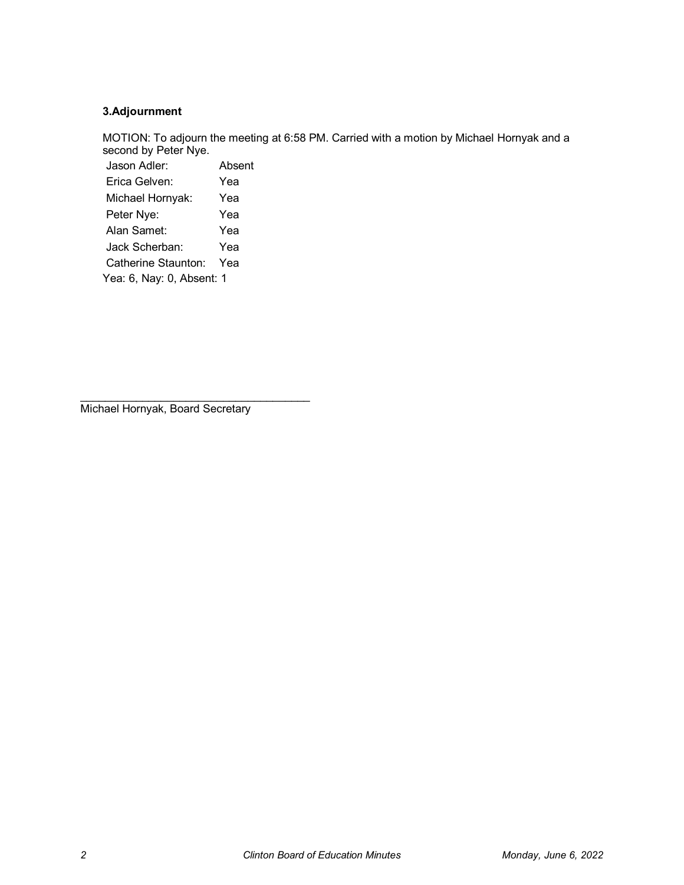### 3.Adjournment

MOTION: To adjourn the meeting at 6:58 PM. Carried with a motion by Michael Hornyak and a second by Peter Nye.

| | |
|---|---|
| Jason Adler: | Absent |
| Erica Gelven: | Yea |
| Michael Hornyak: | Yea |
| Peter Nye: | Yea |
| Alan Samet: | Yea |
| Jack Scherban: | Yea |
| Catherine Staunton: | Yea |

Yea: 6, Nay: 0, Absent: 1

_____________________________________

Michael Hornyak, Board Secretary